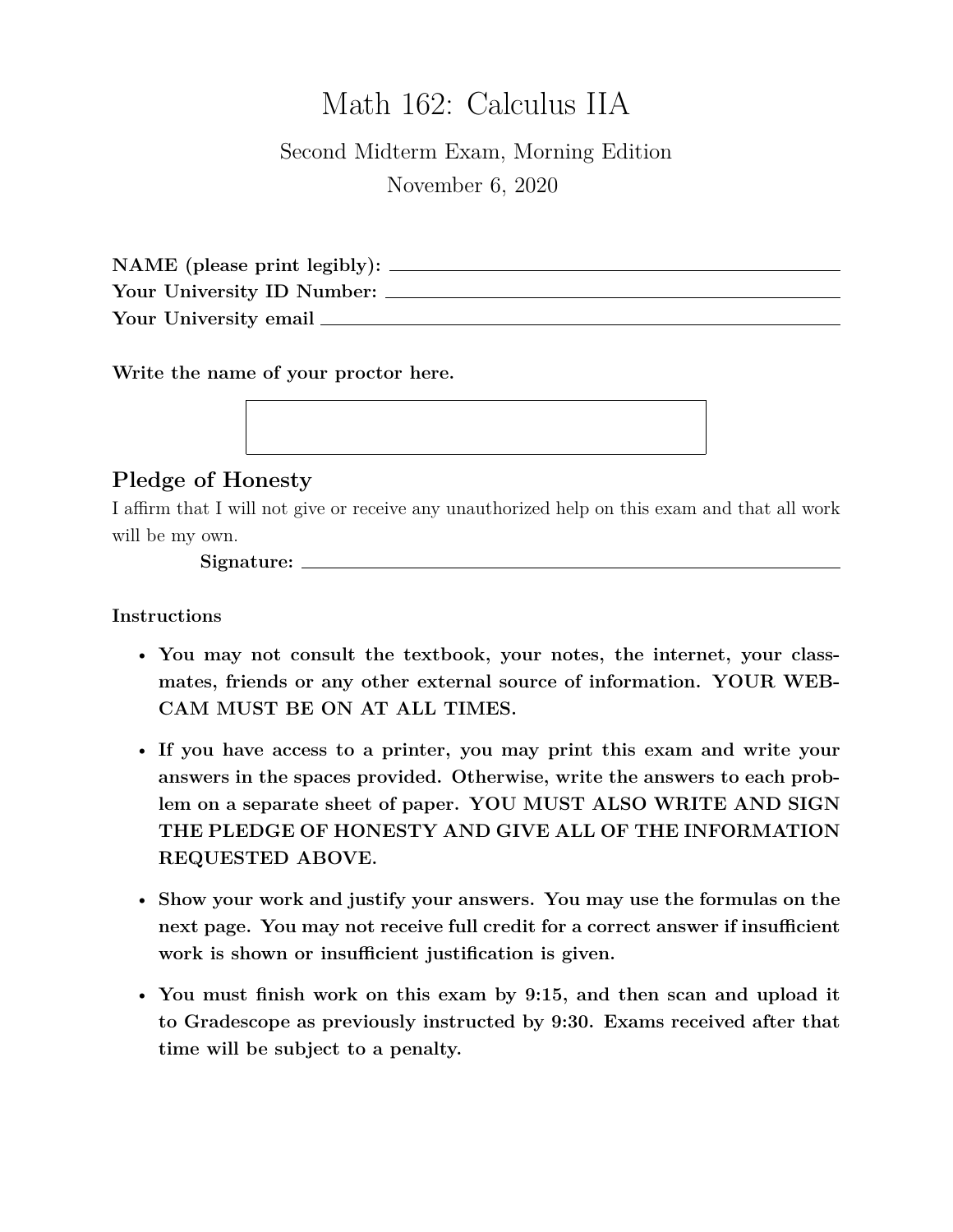# Math 162: Calculus IIA

Second Midterm Exam, Morning Edition

November 6, 2020

**NAME (please print legibly):** ______________________________

**Your University ID Number:** ______________________________

**Your University email** ______________________________

**Write the name of your proctor here.**

|   |
|---|
|   |

## Pledge of Honesty

I affirm that I will not give or receive any unauthorized help on this exam and that all work will be my own.

**Signature:** ______________________________

**Instructions**

- **You may not consult the textbook, your notes, the internet, your classmates, friends or any other external source of information. YOUR WEBCAM MUST BE ON AT ALL TIMES.**
- **If you have access to a printer, you may print this exam and write your answers in the spaces provided. Otherwise, write the answers to each problem on a separate sheet of paper. YOU MUST ALSO WRITE AND SIGN THE PLEDGE OF HONESTY AND GIVE ALL OF THE INFORMATION REQUESTED ABOVE.**
- **Show your work and justify your answers. You may use the formulas on the next page. You may not receive full credit for a correct answer if insufficient work is shown or insufficient justification is given.**
- **You must finish work on this exam by 9:15, and then scan and upload it to Gradescope as previously instructed by 9:30. Exams received after that time will be subject to a penalty.**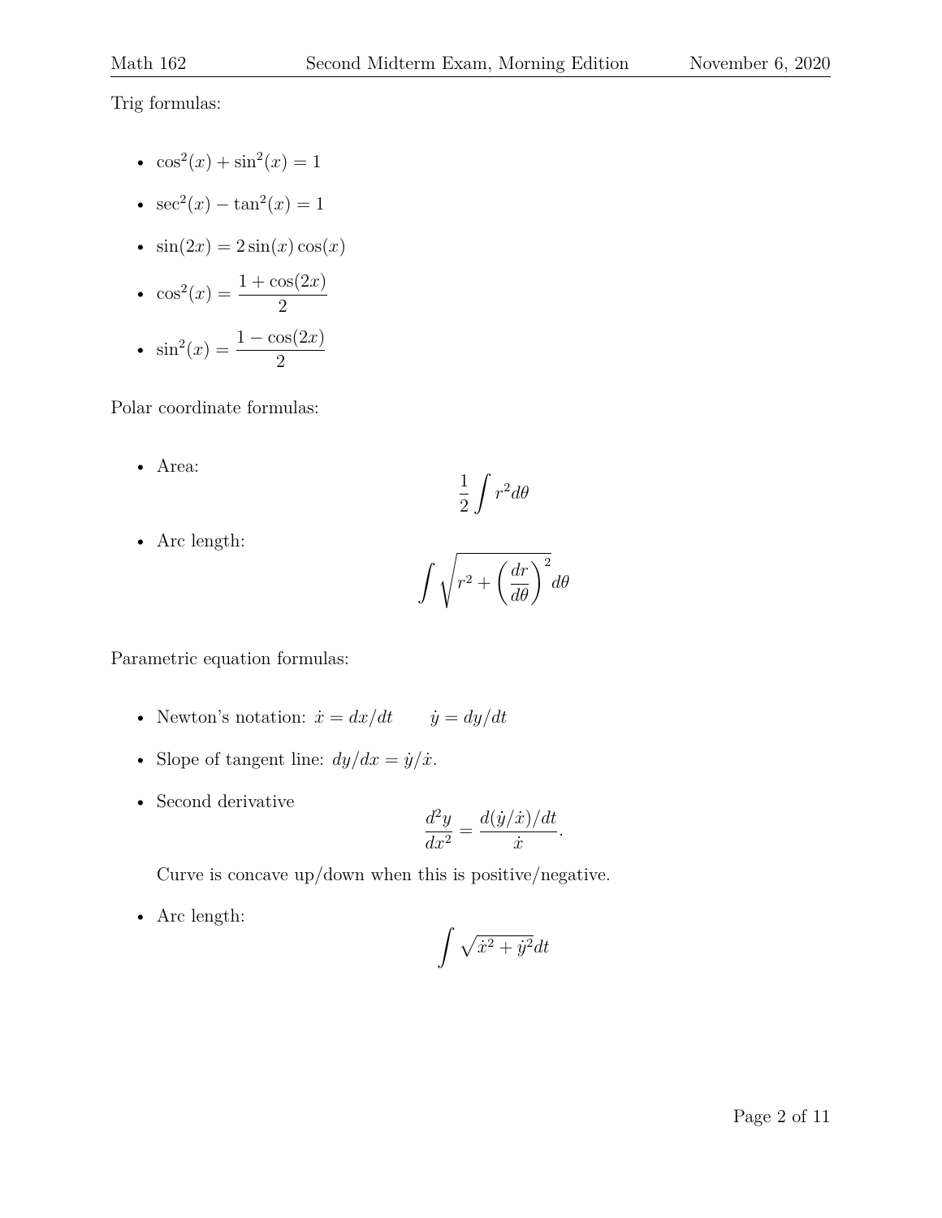Trig formulas:

- $\cos^2(x) + \sin^2(x) = 1$
- $\sec^2(x) - \tan^2(x) = 1$
- $\sin(2x) = 2\sin(x)\cos(x)$
- $\cos^2(x) = \dfrac{1+\cos(2x)}{2}$
- $\sin^2(x) = \dfrac{1-\cos(2x)}{2}$

Polar coordinate formulas:

- Area:
$$\frac{1}{2}\int r^2 d\theta$$
- Arc length:
$$\int \sqrt{r^2 + \left(\frac{dr}{d\theta}\right)^2} d\theta$$

Parametric equation formulas:

- Newton's notation: $\dot{x} = dx/dt \qquad \dot{y} = dy/dt$
- Slope of tangent line: $dy/dx = \dot{y}/\dot{x}$.
- Second derivative
$$\frac{d^2y}{dx^2} = \frac{d(\dot{y}/\dot{x})/dt}{\dot{x}}.$$
Curve is concave up/down when this is positive/negative.
- Arc length:
$$\int \sqrt{\dot{x}^2 + \dot{y}^2} dt$$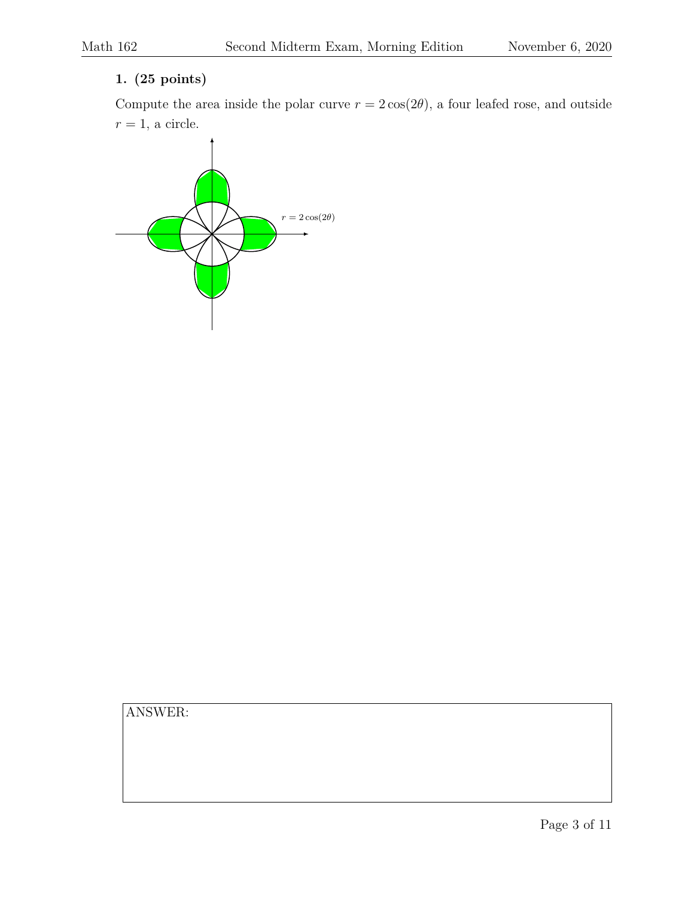**1. (25 points)**

Compute the area inside the polar curve $r = 2\cos(2\theta)$, a four leafed rose, and outside $r = 1$, a circle.

$r = 2\cos(2\theta)$

ANSWER: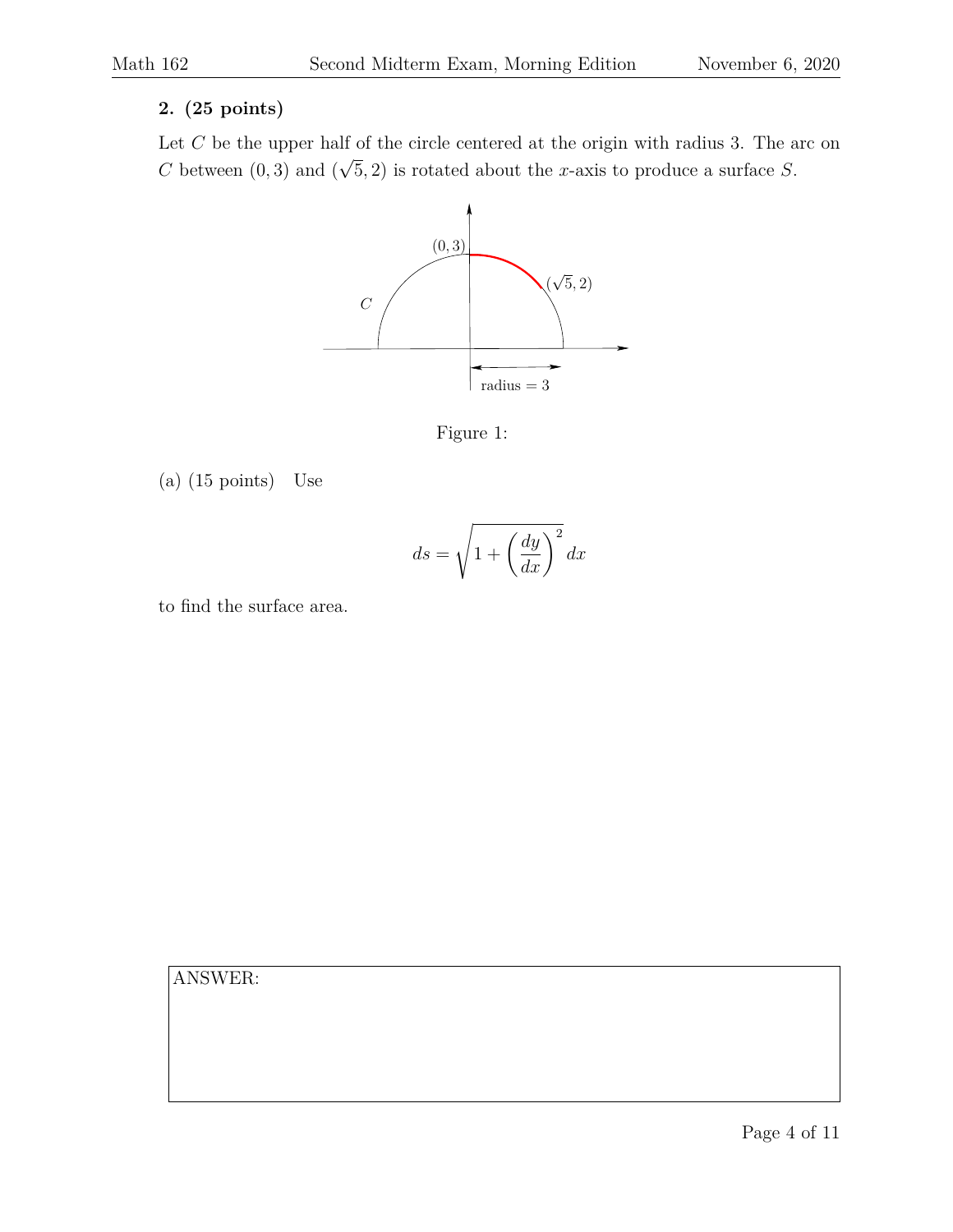**2. (25 points)**

Let $C$ be the upper half of the circle centered at the origin with radius 3. The arc on $C$ between $(0, 3)$ and $(\sqrt{5}, 2)$ is rotated about the $x$-axis to produce a surface $S$.

Figure 1:

(a) (15 points) Use

$$ds = \sqrt{1 + \left(\frac{dy}{dx}\right)^2}\, dx$$

to find the surface area.

ANSWER: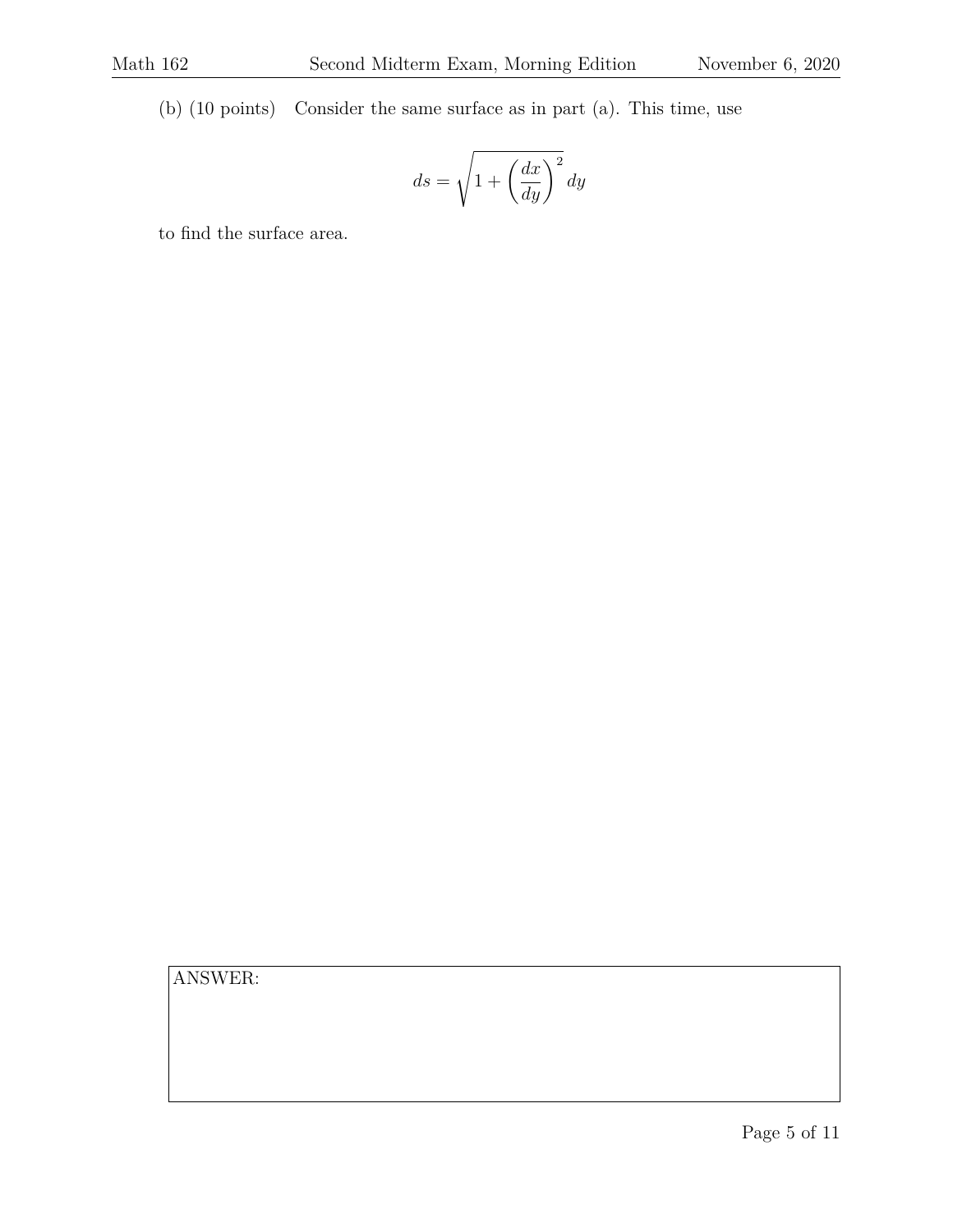(b) (10 points) Consider the same surface as in part (a). This time, use

$$ds = \sqrt{1 + \left(\frac{dx}{dy}\right)^2}\, dy$$

to find the surface area.

ANSWER: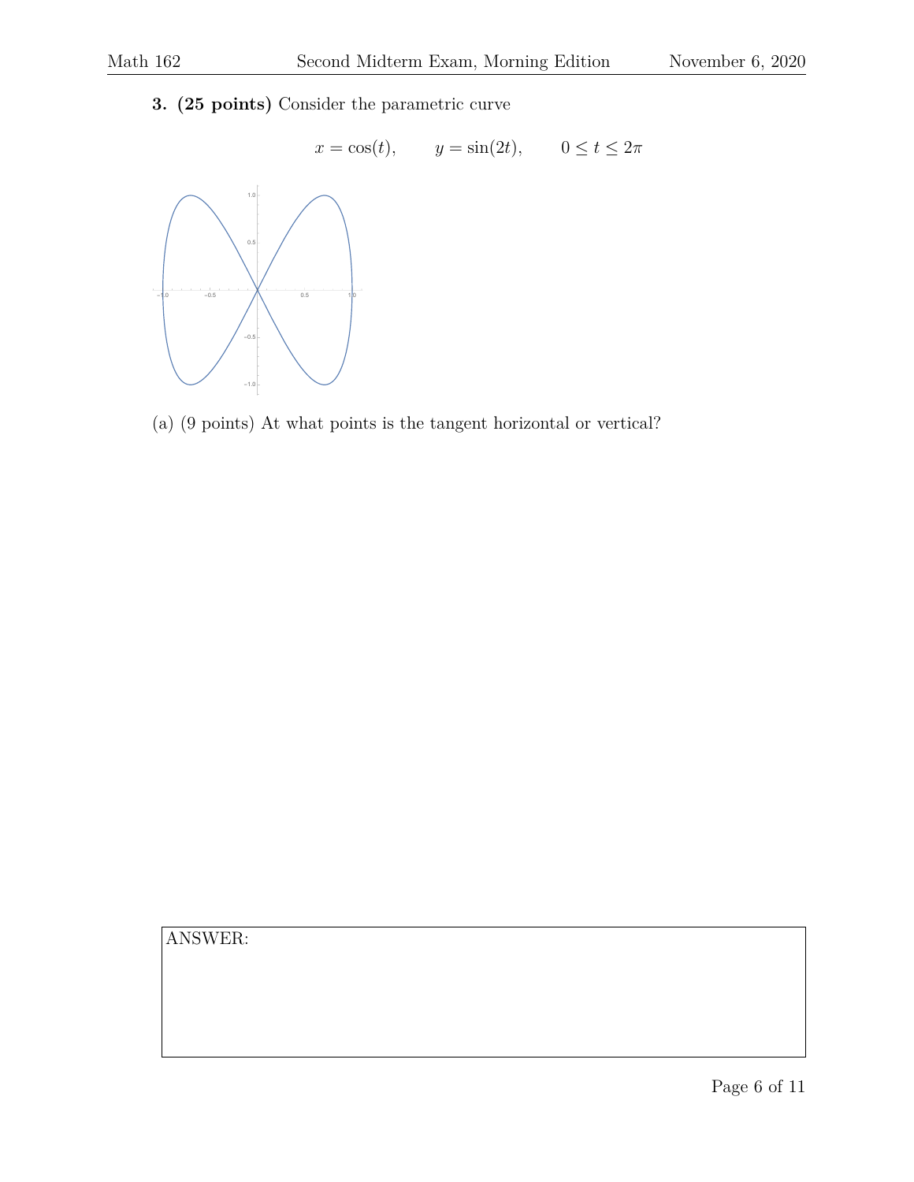**3. (25 points)** Consider the parametric curve

$$x = \cos(t), \qquad y = \sin(2t), \qquad 0 \leq t \leq 2\pi$$

(a) (9 points) At what points is the tangent horizontal or vertical?

ANSWER: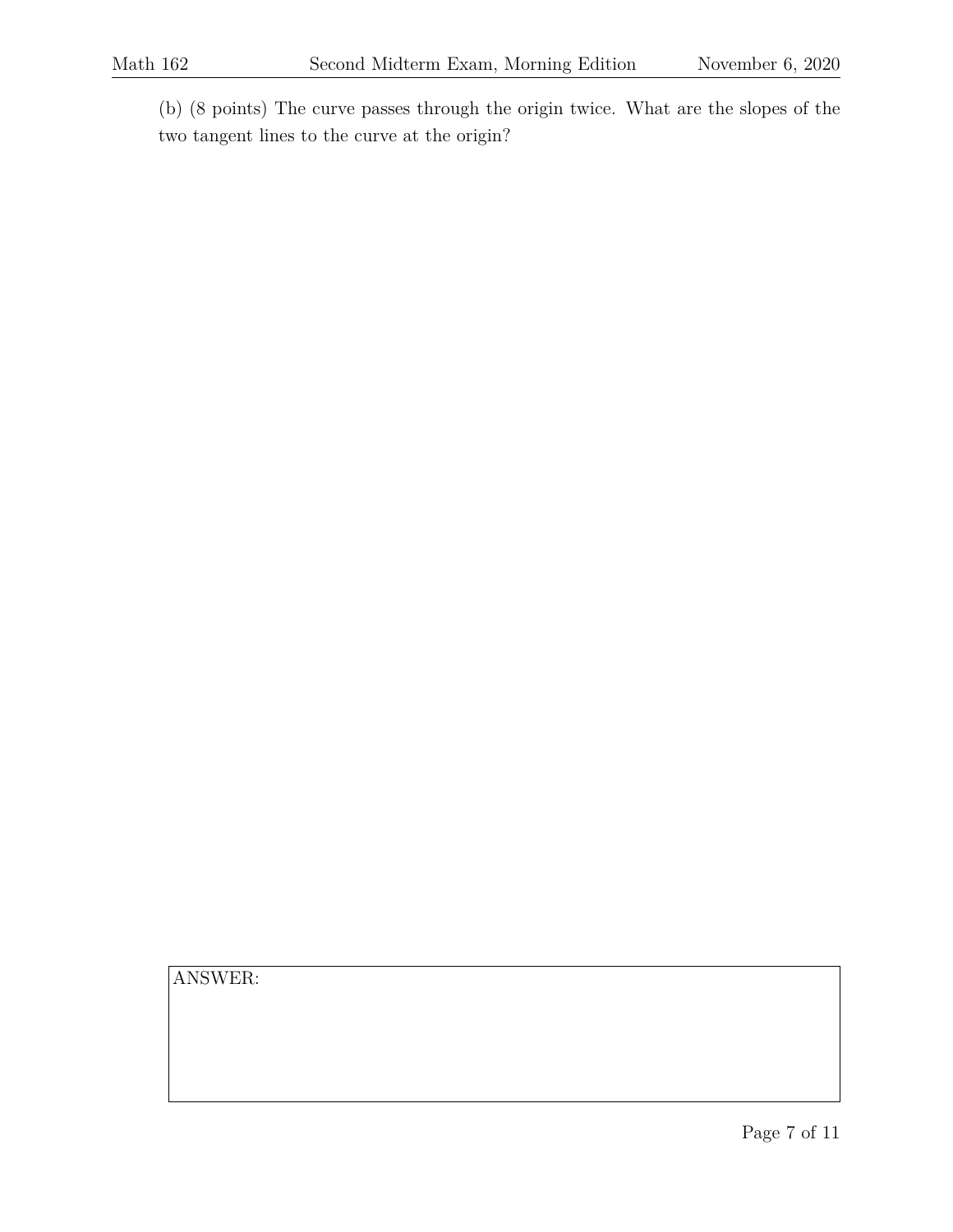(b) (8 points) The curve passes through the origin twice. What are the slopes of the two tangent lines to the curve at the origin?

ANSWER: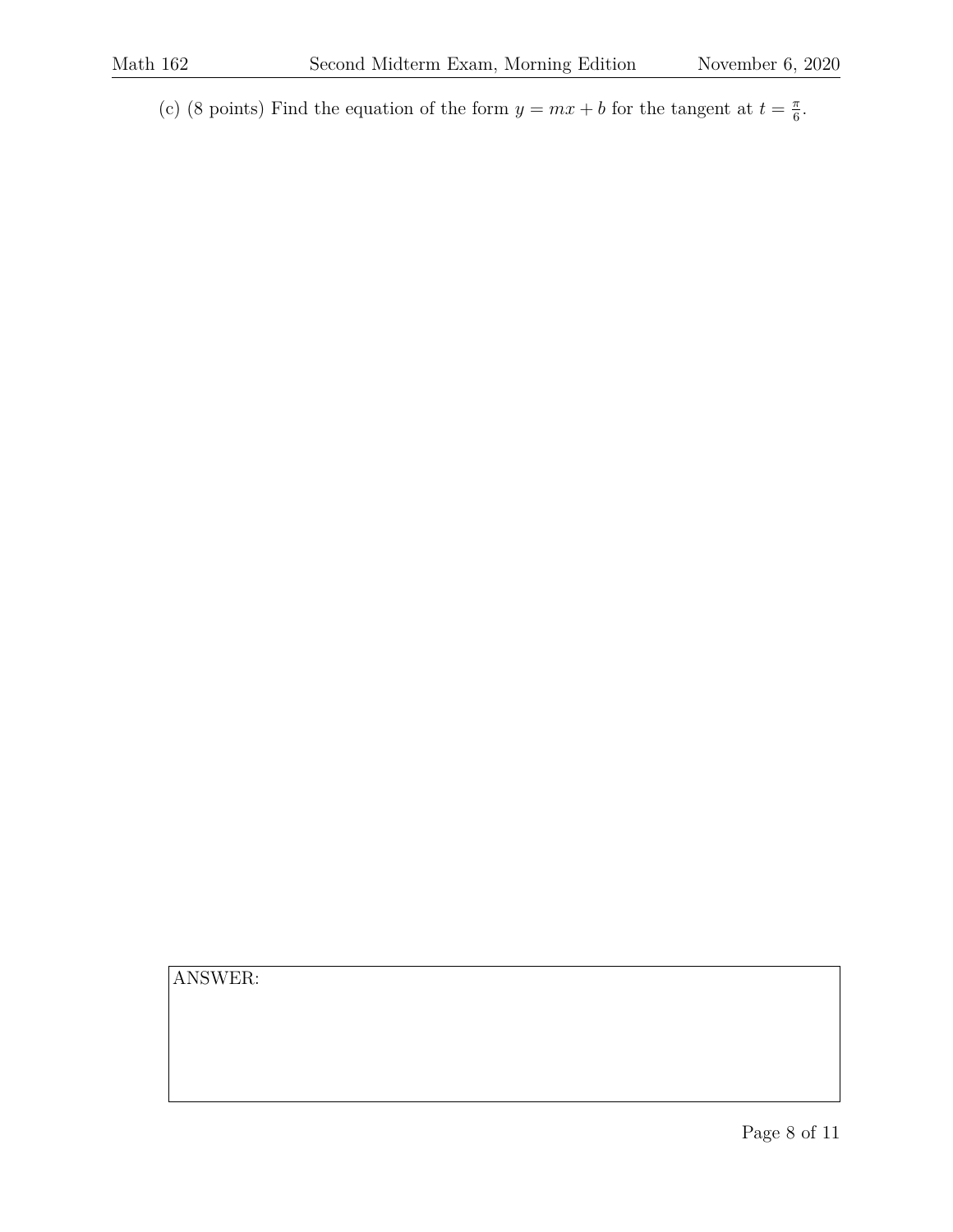(c) (8 points) Find the equation of the form $y = mx + b$ for the tangent at $t = \frac{\pi}{6}$.

ANSWER: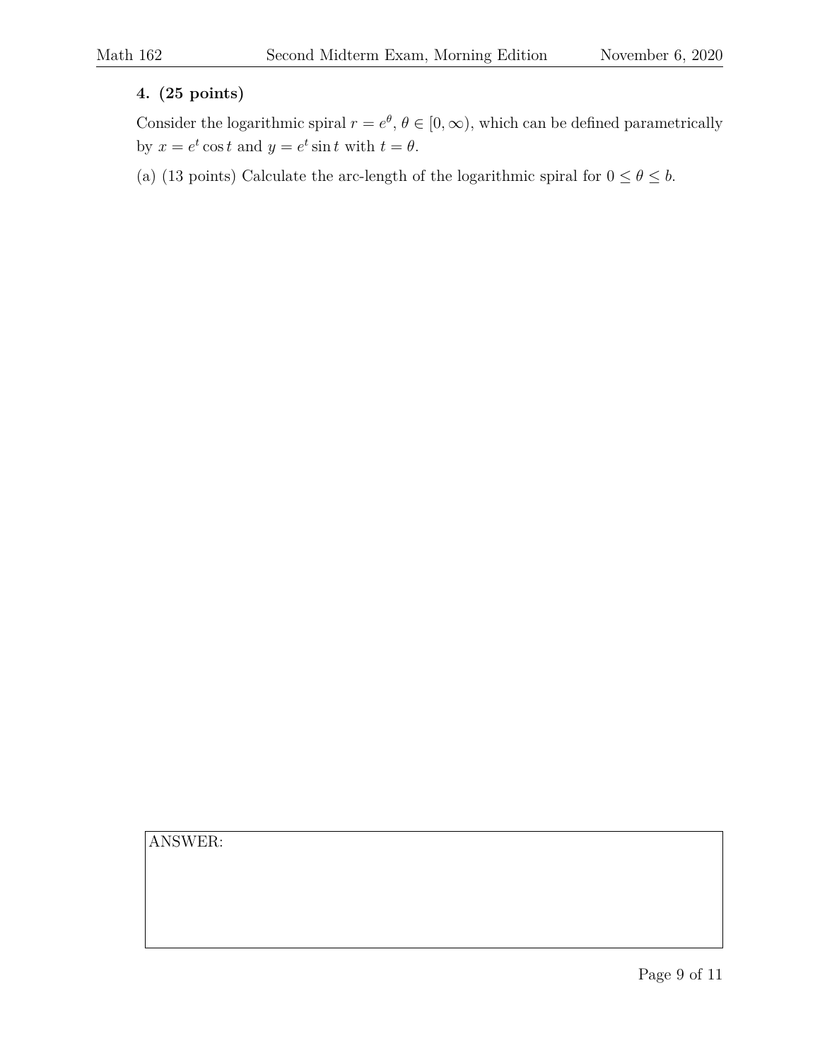**4. (25 points)**

Consider the logarithmic spiral $r = e^{\theta}$, $\theta \in [0, \infty)$, which can be defined parametrically by $x = e^t \cos t$ and $y = e^t \sin t$ with $t = \theta$.

(a) (13 points) Calculate the arc-length of the logarithmic spiral for $0 \leq \theta \leq b$.

ANSWER: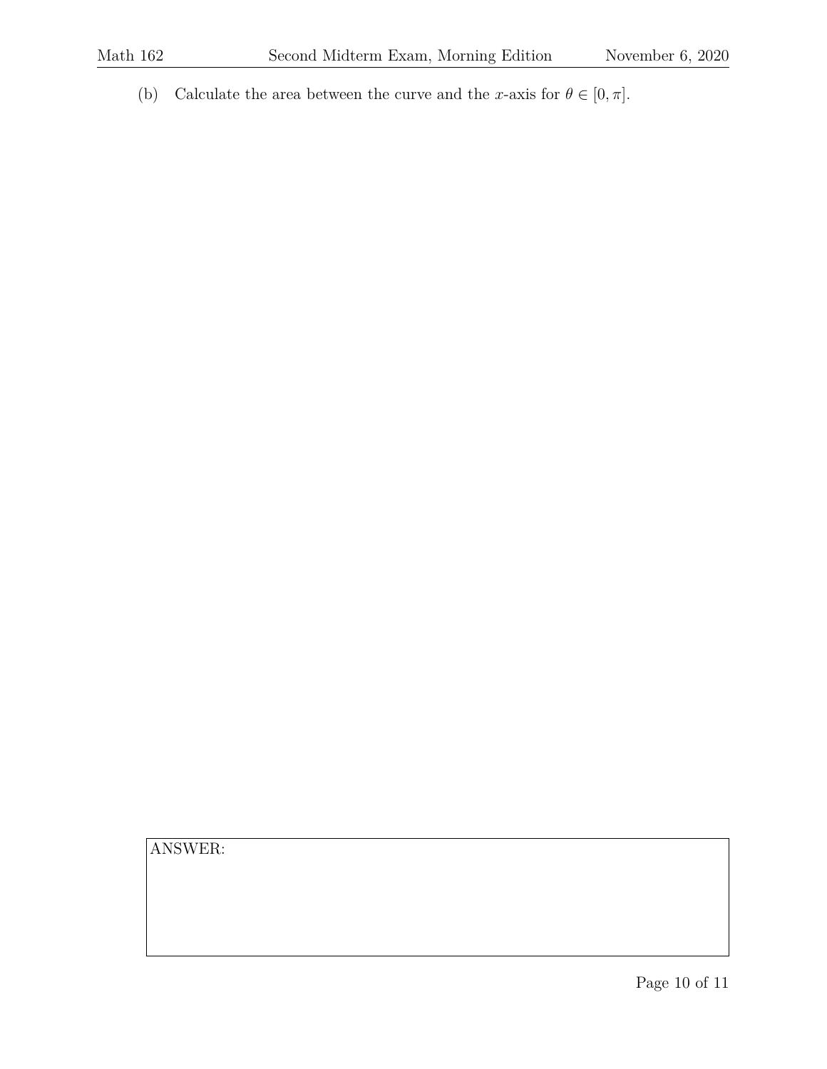(b) Calculate the area between the curve and the $x$-axis for $\theta \in [0, \pi]$.

ANSWER: